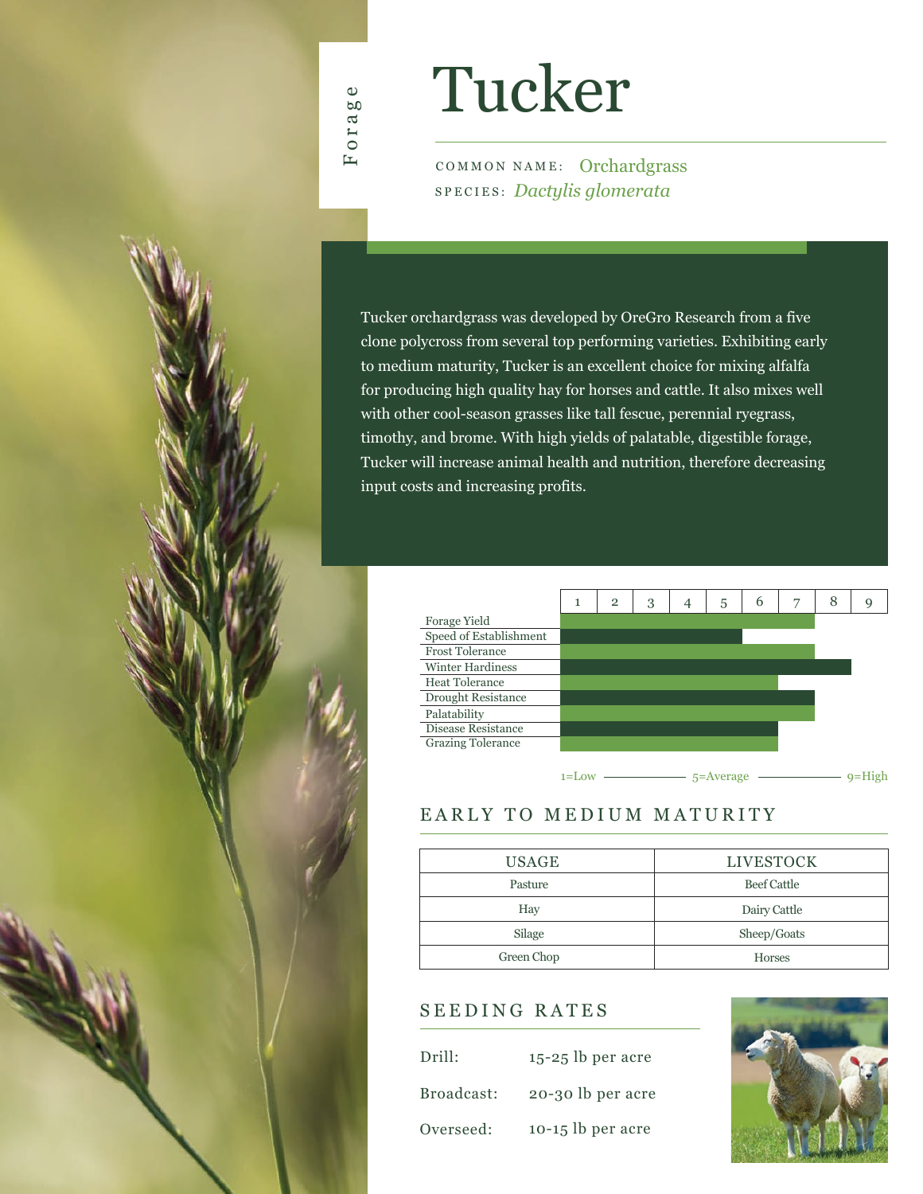Forage

# Tucker

COMMON NAME: Orchardgrass
SPECIES: *Dactylis glomerata*

Tucker orchardgrass was developed by OreGro Research from a five clone polycross from several top performing varieties. Exhibiting early to medium maturity, Tucker is an excellent choice for mixing alfalfa for producing high quality hay for horses and cattle. It also mixes well with other cool-season grasses like tall fescue, perennial ryegrass, timothy, and brome. With high yields of palatable, digestible forage, Tucker will increase animal health and nutrition, therefore decreasing input costs and increasing profits.

| Trait | Rating (1–9) |
|---|---|
| Forage Yield | 7 |
| Speed of Establishment | 5 |
| Frost Tolerance | 7 |
| Winter Hardiness | 8 |
| Heat Tolerance | 6 |
| Drought Resistance | 7 |
| Palatability | 7 |
| Disease Resistance | 6 |
| Grazing Tolerance | 6 |

1=Low — 5=Average — 9=High

## EARLY TO MEDIUM MATURITY

| USAGE | LIVESTOCK |
|---|---|
| Pasture | Beef Cattle |
| Hay | Dairy Cattle |
| Silage | Sheep/Goats |
| Green Chop | Horses |

## SEEDING RATES

Drill: 15-25 lb per acre

Broadcast: 20-30 lb per acre

Overseed: 10-15 lb per acre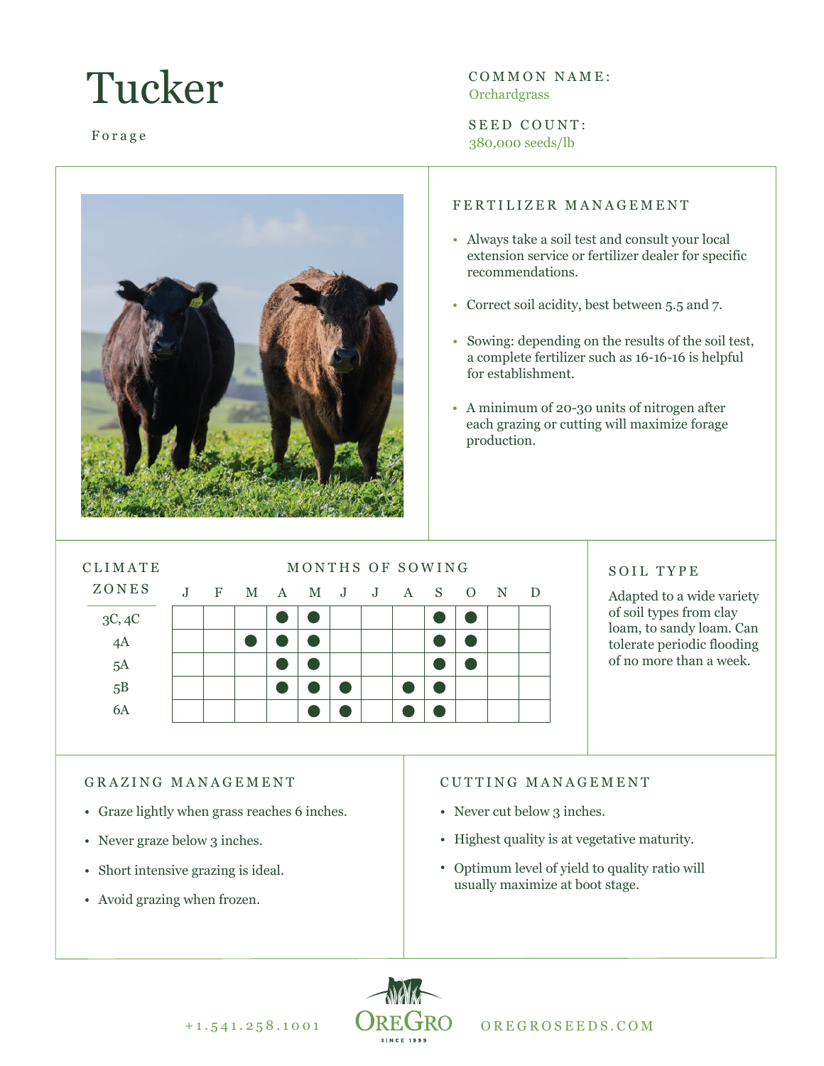# Tucker

Forage

**COMMON NAME:**
Orchardgrass

**SEED COUNT:**
380,000 seeds/lb

## FERTILIZER MANAGEMENT

- Always take a soil test and consult your local extension service or fertilizer dealer for specific recommendations.
- Correct soil acidity, best between 5.5 and 7.
- Sowing: depending on the results of the soil test, a complete fertilizer such as 16-16-16 is helpful for establishment.
- A minimum of 20-30 units of nitrogen after each grazing or cutting will maximize forage production.

## MONTHS OF SOWING

| CLIMATE ZONES | J | F | M | A | M | J | J | A | S | O | N | D |
|---|---|---|---|---|---|---|---|---|---|---|---|---|
| 3C, 4C | | | | ● | ● | | | | ● | ● | | |
| 4A | | | ● | ● | ● | | | | ● | ● | | |
| 5A | | | | ● | ● | | | | ● | ● | | |
| 5B | | | | ● | ● | ● | | ● | ● | | | |
| 6A | | | | | ● | ● | | ● | ● | | | |

## SOIL TYPE

Adapted to a wide variety of soil types from clay loam, to sandy loam. Can tolerate periodic flooding of no more than a week.

## GRAZING MANAGEMENT

- Graze lightly when grass reaches 6 inches.
- Never graze below 3 inches.
- Short intensive grazing is ideal.
- Avoid grazing when frozen.

## CUTTING MANAGEMENT

- Never cut below 3 inches.
- Highest quality is at vegetative maturity.
- Optimum level of yield to quality ratio will usually maximize at boot stage.

+1.541.258.1001 OREGRO SINCE 1999 OREGROSEEDS.COM